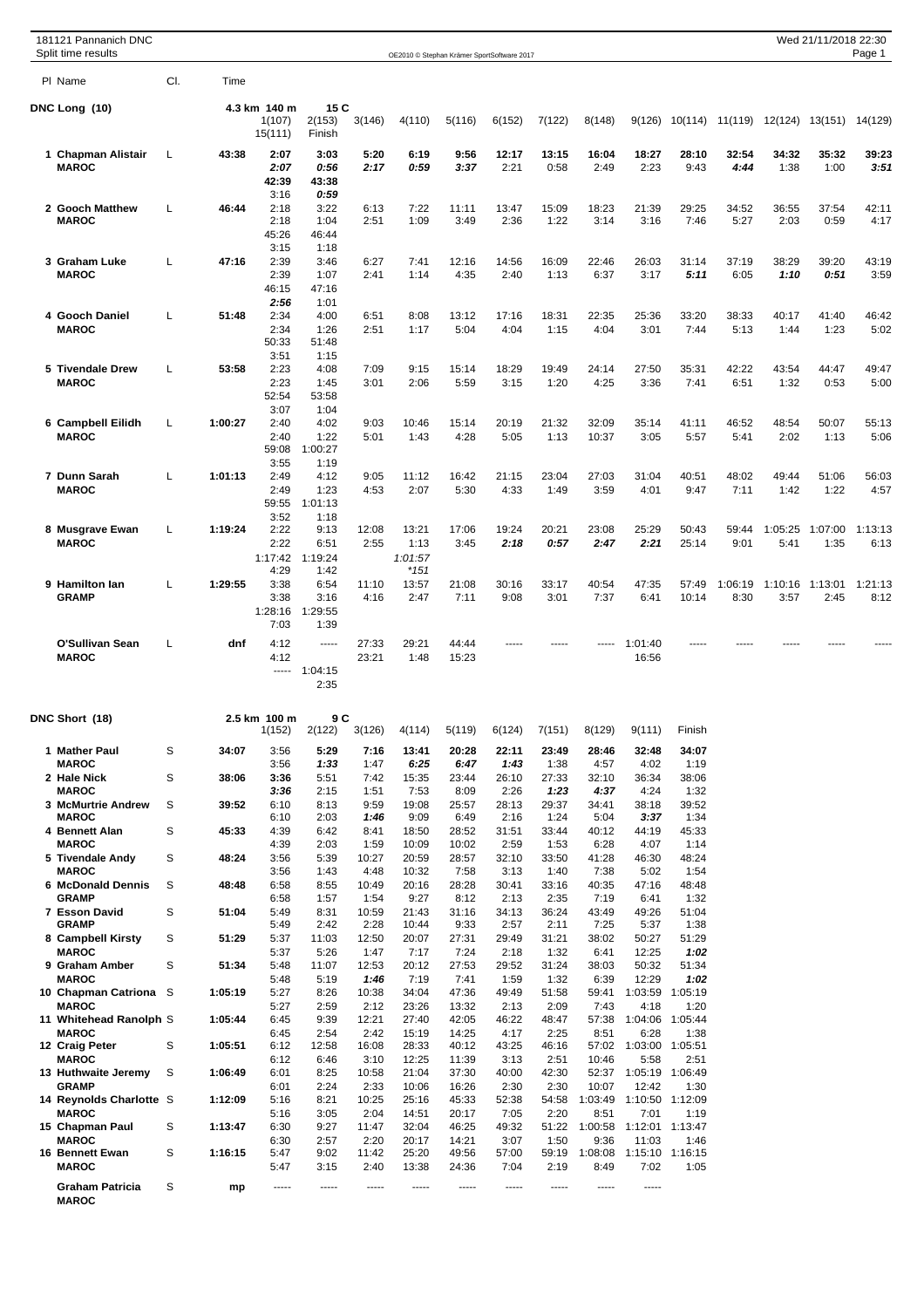181121 Pannanich DNC
Split time results

OE2010 © Stephan Krämer SportSoftware 2017

Wed 21/11/2018 22:30

## DNC Long (10)

4.3 km 140 m 15 C

| Pl | Name | Cl. | Time | 1(107) | 2(153) | 3(146) | 4(110) | 5(116) | 6(152) | 7(122) | 8(148) | 9(126) | 10(114) | 11(119) | 12(124) | 13(151) | 14(129) |
|---|---|---|---|---|---|---|---|---|---|---|---|---|---|---|---|---|---|
| | | | | 15(111) | Finish | | | | | | | | | | | | |
| 1 | **Chapman Alistair** | L | **43:38** | **2:07** | **3:03** | **5:20** | **6:19** | **9:56** | **12:17** | **13:15** | **16:04** | **18:27** | **28:10** | **32:54** | **34:32** | **35:32** | **39:23** |
| | **MAROC** | | | ***2:07*** | ***0:56*** | ***2:17*** | ***0:59*** | ***3:37*** | 2:21 | 0:58 | 2:49 | 2:23 | 9:43 | ***4:44*** | 1:38 | 1:00 | ***3:51*** |
| | | | | **42:39** | **43:38** | | | | | | | | | | | | |
| | | | | 3:16 | ***0:59*** | | | | | | | | | | | | |
| 2 | **Gooch Matthew** | L | **46:44** | 2:18 | 3:22 | 6:13 | 7:22 | 11:11 | 13:47 | 15:09 | 18:23 | 21:39 | 29:25 | 34:52 | 36:55 | 37:54 | 42:11 |
| | **MAROC** | | | 2:18 | 1:04 | 2:51 | 1:09 | 3:49 | 2:36 | 1:22 | 3:14 | 3:16 | 7:46 | 5:27 | 2:03 | 0:59 | 4:17 |
| | | | | 45:26 | 46:44 | | | | | | | | | | | | |
| | | | | 3:15 | 1:18 | | | | | | | | | | | | |
| 3 | **Graham Luke** | L | **47:16** | 2:39 | 3:46 | 6:27 | 7:41 | 12:16 | 14:56 | 16:09 | 22:46 | 26:03 | 31:14 | 37:19 | 38:29 | 39:20 | 43:19 |
| | **MAROC** | | | 2:39 | 1:07 | 2:41 | 1:14 | 4:35 | 2:40 | 1:13 | 6:37 | 3:17 | ***5:11*** | 6:05 | ***1:10*** | ***0:51*** | 3:59 |
| | | | | 46:15 | 47:16 | | | | | | | | | | | | |
| | | | | ***2:56*** | 1:01 | | | | | | | | | | | | |
| 4 | **Gooch Daniel** | L | **51:48** | 2:34 | 4:00 | 6:51 | 8:08 | 13:12 | 17:16 | 18:31 | 22:35 | 25:36 | 33:20 | 38:33 | 40:17 | 41:40 | 46:42 |
| | **MAROC** | | | 2:34 | 1:26 | 2:51 | 1:17 | 5:04 | 4:04 | 1:15 | 4:04 | 3:01 | 7:44 | 5:13 | 1:44 | 1:23 | 5:02 |
| | | | | 50:33 | 51:48 | | | | | | | | | | | | |
| | | | | 3:51 | 1:15 | | | | | | | | | | | | |
| 5 | **Tivendale Drew** | L | **53:58** | 2:23 | 4:08 | 7:09 | 9:15 | 15:14 | 18:29 | 19:49 | 24:14 | 27:50 | 35:31 | 42:22 | 43:54 | 44:47 | 49:47 |
| | **MAROC** | | | 2:23 | 1:45 | 3:01 | 2:06 | 5:59 | 3:15 | 1:20 | 4:25 | 3:36 | 7:41 | 6:51 | 1:32 | 0:53 | 5:00 |
| | | | | 52:54 | 53:58 | | | | | | | | | | | | |
| | | | | 3:07 | 1:04 | | | | | | | | | | | | |
| 6 | **Campbell Eilidh** | L | **1:00:27** | 2:40 | 4:02 | 9:03 | 10:46 | 15:14 | 20:19 | 21:32 | 32:09 | 35:14 | 41:11 | 46:52 | 48:54 | 50:07 | 55:13 |
| | **MAROC** | | | 2:40 | 1:22 | 5:01 | 1:43 | 4:28 | 5:05 | 1:13 | 10:37 | 3:05 | 5:57 | 5:41 | 2:02 | 1:13 | 5:06 |
| | | | | 59:08 | 1:00:27 | | | | | | | | | | | | |
| | | | | 3:55 | 1:19 | | | | | | | | | | | | |
| 7 | **Dunn Sarah** | L | **1:01:13** | 2:49 | 4:12 | 9:05 | 11:12 | 16:42 | 21:15 | 23:04 | 27:03 | 31:04 | 40:51 | 48:02 | 49:44 | 51:06 | 56:03 |
| | **MAROC** | | | 2:49 | 1:23 | 4:53 | 2:07 | 5:30 | 4:33 | 1:49 | 3:59 | 4:01 | 9:47 | 7:11 | 1:42 | 1:22 | 4:57 |
| | | | | 59:55 | 1:01:13 | | | | | | | | | | | | |
| | | | | 3:52 | 1:18 | | | | | | | | | | | | |
| 8 | **Musgrave Ewan** | L | **1:19:24** | 2:22 | 9:13 | 12:08 | 13:21 | 17:06 | 19:24 | 20:21 | 23:08 | 25:29 | 50:43 | 59:44 | 1:05:25 | 1:07:00 | 1:13:13 |
| | **MAROC** | | | 2:22 | 6:51 | 2:55 | 1:13 | 3:45 | ***2:18*** | ***0:57*** | ***2:47*** | ***2:21*** | 25:14 | 9:01 | 5:41 | 1:35 | 6:13 |
| | | | | 1:17:42 | 1:19:24 | | *1:01:57* | | | | | | | | | | |
| | | | | 4:29 | 1:42 | | **151* | | | | | | | | | | |
| 9 | **Hamilton Ian** | L | **1:29:55** | 3:38 | 6:54 | 11:10 | 13:57 | 21:08 | 30:16 | 33:17 | 40:54 | 47:35 | 57:49 | 1:06:19 | 1:10:16 | 1:13:01 | 1:21:13 |
| | **GRAMP** | | | 3:38 | 3:16 | 4:16 | 2:47 | 7:11 | 9:08 | 3:01 | 7:37 | 6:41 | 10:14 | 8:30 | 3:57 | 2:45 | 8:12 |
| | | | | 1:28:16 | 1:29:55 | | | | | | | | | | | | |
| | | | | 7:03 | 1:39 | | | | | | | | | | | | |
| | **O'Sullivan Sean** | L | **dnf** | 4:12 | ----- | 27:33 | 29:21 | 44:44 | ----- | ----- | ----- | 1:01:40 | ----- | ----- | ----- | ----- | ----- |
| | **MAROC** | | | 4:12 | | 23:21 | 1:48 | 15:23 | | | | 16:56 | | | | | |
| | | | | ----- | 1:04:15 | | | | | | | | | | | | |
| | | | | | 2:35 | | | | | | | | | | | | |

## DNC Short (18)

2.5 km 100 m 9 C

| Pl | Name | Cl. | Time | 1(152) | 2(122) | 3(126) | 4(114) | 5(119) | 6(124) | 7(151) | 8(129) | 9(111) | Finish |
|---|---|---|---|---|---|---|---|---|---|---|---|---|---|
| 1 | **Mather Paul** | S | **34:07** | 3:56 | **5:29** | **7:16** | **13:41** | **20:28** | **22:11** | **23:49** | **28:46** | **32:48** | **34:07** |
| | **MAROC** | | | 3:56 | ***1:33*** | 1:47 | ***6:25*** | ***6:47*** | ***1:43*** | 1:38 | 4:57 | 4:02 | 1:19 |
| 2 | **Hale Nick** | S | **38:06** | **3:36** | 5:51 | 7:42 | 15:35 | 23:44 | 26:10 | 27:33 | 32:10 | 36:34 | 38:06 |
| | **MAROC** | | | ***3:36*** | 2:15 | 1:51 | 7:53 | 8:09 | 2:26 | ***1:23*** | ***4:37*** | 4:24 | 1:32 |
| 3 | **McMurtrie Andrew** | S | **39:52** | 6:10 | 8:13 | 9:59 | 19:08 | 25:57 | 28:13 | 29:37 | 34:41 | 38:18 | 39:52 |
| | **MAROC** | | | 6:10 | 2:03 | ***1:46*** | 9:09 | 6:49 | 2:16 | 1:24 | 5:04 | ***3:37*** | 1:34 |
| 4 | **Bennett Alan** | S | **45:33** | 4:39 | 6:42 | 8:41 | 18:50 | 28:52 | 31:51 | 33:44 | 40:12 | 44:19 | 45:33 |
| | **MAROC** | | | 4:39 | 2:03 | 1:59 | 10:09 | 10:02 | 2:59 | 1:53 | 6:28 | 4:07 | 1:14 |
| 5 | **Tivendale Andy** | S | **48:24** | 3:56 | 5:39 | 10:27 | 20:59 | 28:57 | 32:10 | 33:50 | 41:28 | 46:30 | 48:24 |
| | **MAROC** | | | 3:56 | 1:43 | 4:48 | 10:32 | 7:58 | 3:13 | 1:40 | 7:38 | 5:02 | 1:54 |
| 6 | **McDonald Dennis** | S | **48:48** | 6:58 | 8:55 | 10:49 | 20:16 | 28:28 | 30:41 | 33:16 | 40:35 | 47:16 | 48:48 |
| | **GRAMP** | | | 6:58 | 1:57 | 1:54 | 9:27 | 8:12 | 2:13 | 2:35 | 7:19 | 6:41 | 1:32 |
| 7 | **Esson David** | S | **51:04** | 5:49 | 8:31 | 10:59 | 21:43 | 31:16 | 34:13 | 36:24 | 43:49 | 49:26 | 51:04 |
| | **GRAMP** | | | 5:49 | 2:42 | 2:28 | 10:44 | 9:33 | 2:57 | 2:11 | 7:25 | 5:37 | 1:38 |
| 8 | **Campbell Kirsty** | S | **51:29** | 5:37 | 11:03 | 12:50 | 20:07 | 27:31 | 29:49 | 31:21 | 38:02 | 50:27 | 51:29 |
| | **MAROC** | | | 5:37 | 5:26 | 1:47 | 7:17 | 7:24 | 2:18 | 1:32 | 6:41 | 12:25 | ***1:02*** |
| 9 | **Graham Amber** | S | **51:34** | 5:48 | 11:07 | 12:53 | 20:12 | 27:53 | 29:52 | 31:24 | 38:03 | 50:32 | 51:34 |
| | **MAROC** | | | 5:48 | 5:19 | ***1:46*** | 7:19 | 7:41 | 1:59 | 1:32 | 6:39 | 12:29 | ***1:02*** |
| 10 | **Chapman Catriona** | S | **1:05:19** | 5:27 | 8:26 | 10:38 | 34:04 | 47:36 | 49:49 | 51:58 | 59:41 | 1:03:59 | 1:05:19 |
| | **MAROC** | | | 5:27 | 2:59 | 2:12 | 23:26 | 13:32 | 2:13 | 2:09 | 7:43 | 4:18 | 1:20 |
| 11 | **Whitehead Ranolph** | S | **1:05:44** | 6:45 | 9:39 | 12:21 | 27:40 | 42:05 | 46:22 | 48:47 | 57:38 | 1:04:06 | 1:05:44 |
| | **MAROC** | | | 6:45 | 2:54 | 2:42 | 15:19 | 14:25 | 4:17 | 2:25 | 8:51 | 6:28 | 1:38 |
| 12 | **Craig Peter** | S | **1:05:51** | 6:12 | 12:58 | 16:08 | 28:33 | 40:12 | 43:25 | 46:16 | 57:02 | 1:03:00 | 1:05:51 |
| | **MAROC** | | | 6:12 | 6:46 | 3:10 | 12:25 | 11:39 | 3:13 | 2:51 | 10:46 | 5:58 | 2:51 |
| 13 | **Huthwaite Jeremy** | S | **1:06:49** | 6:01 | 8:25 | 10:58 | 21:04 | 37:30 | 40:00 | 42:30 | 52:37 | 1:05:19 | 1:06:49 |
| | **GRAMP** | | | 6:01 | 2:24 | 2:33 | 10:06 | 16:26 | 2:30 | 2:30 | 10:07 | 12:42 | 1:30 |
| 14 | **Reynolds Charlotte** | S | **1:12:09** | 5:16 | 8:21 | 10:25 | 25:16 | 45:33 | 52:38 | 54:58 | 1:03:49 | 1:10:50 | 1:12:09 |
| | **MAROC** | | | 5:16 | 3:05 | 2:04 | 14:51 | 20:17 | 7:05 | 2:20 | 8:51 | 7:01 | 1:19 |
| 15 | **Chapman Paul** | S | **1:13:47** | 6:30 | 9:27 | 11:47 | 32:04 | 46:25 | 49:32 | 51:22 | 1:00:58 | 1:12:01 | 1:13:47 |
| | **MAROC** | | | 6:30 | 2:57 | 2:20 | 20:17 | 14:21 | 3:07 | 1:50 | 9:36 | 11:03 | 1:46 |
| 16 | **Bennett Ewan** | S | **1:16:15** | 5:47 | 9:02 | 11:42 | 25:20 | 49:56 | 57:00 | 59:19 | 1:08:08 | 1:15:10 | 1:16:15 |
| | **MAROC** | | | 5:47 | 3:15 | 2:40 | 13:38 | 24:36 | 7:04 | 2:19 | 8:49 | 7:02 | 1:05 |
| | **Graham Patricia** | S | **mp** | ----- | ----- | ----- | ----- | ----- | ----- | ----- | ----- | ----- | |
| | **MAROC** | | | | | | | | | | | | |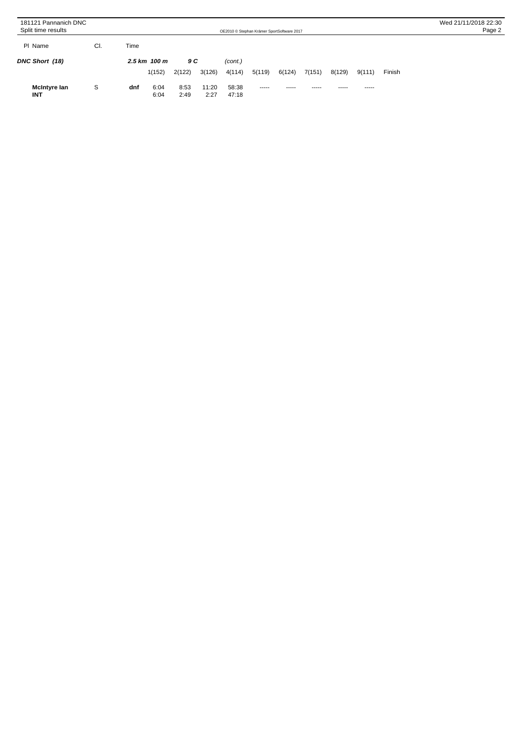| Pl | Name | Cl. | Time | | | | | | | | | | |
|---|---|---|---|---|---|---|---|---|---|---|---|---|---|
| | ***DNC Short (18)*** | | ***2.5 km 100 m*** | | ***9 C*** | | *(cont.)* | | | | | | |
| | | | | 1(152) | 2(122) | 3(126) | 4(114) | 5(119) | 6(124) | 7(151) | 8(129) | 9(111) | Finish |
| | **McIntyre Ian** **INT** | S | **dnf** | 6:04 6:04 | 8:53 2:49 | 11:20 2:27 | 58:38 47:18 | ----- | ----- | ----- | ----- | ----- | |